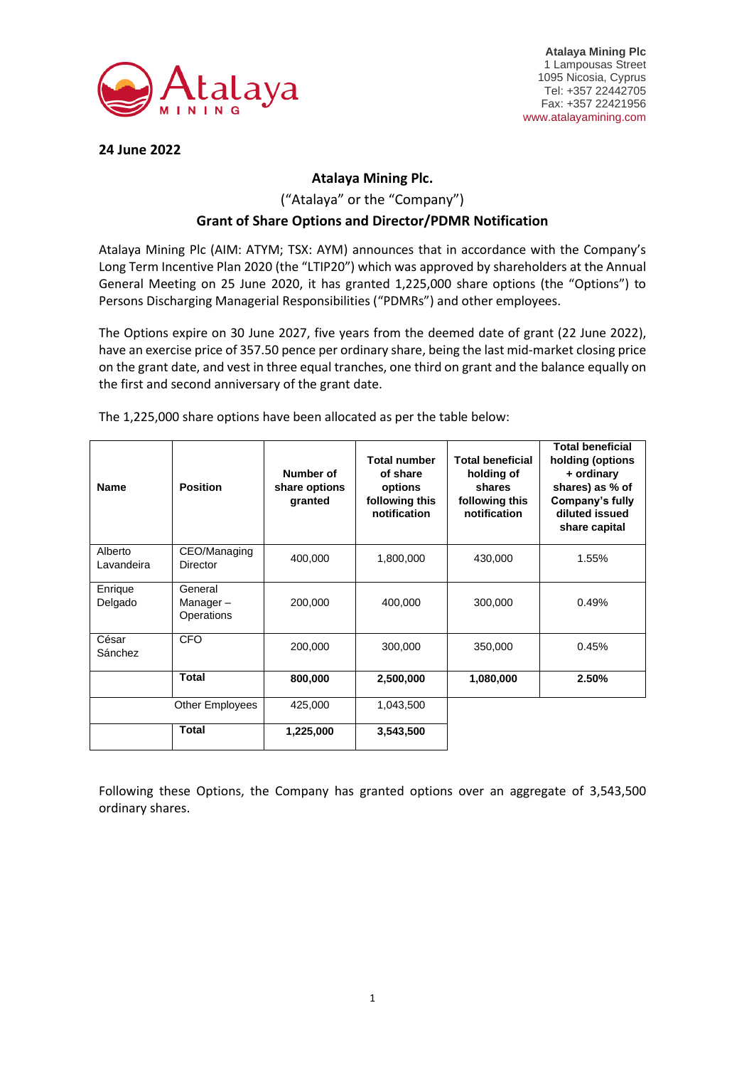**Atalaya Mining Plc**
1 Lampousas Street
1095 Nicosia, Cyprus
Tel: +357 22442705
Fax: +357 22421956
www.atalayamining.com

**24 June 2022**

## Atalaya Mining Plc.

("Atalaya" or the "Company")

### Grant of Share Options and Director/PDMR Notification

Atalaya Mining Plc (AIM: ATYM; TSX: AYM) announces that in accordance with the Company's Long Term Incentive Plan 2020 (the "LTIP20") which was approved by shareholders at the Annual General Meeting on 25 June 2020, it has granted 1,225,000 share options (the "Options") to Persons Discharging Managerial Responsibilities ("PDMRs") and other employees.

The Options expire on 30 June 2027, five years from the deemed date of grant (22 June 2022), have an exercise price of 357.50 pence per ordinary share, being the last mid-market closing price on the grant date, and vest in three equal tranches, one third on grant and the balance equally on the first and second anniversary of the grant date.

The 1,225,000 share options have been allocated as per the table below:

| Name | Position | Number of share options granted | Total number of share options following this notification | Total beneficial holding of shares following this notification | Total beneficial holding (options + ordinary shares) as % of Company's fully diluted issued share capital |
|---|---|---|---|---|---|
| Alberto Lavandeira | CEO/Managing Director | 400,000 | 1,800,000 | 430,000 | 1.55% |
| Enrique Delgado | General Manager – Operations | 200,000 | 400,000 | 300,000 | 0.49% |
| César Sánchez | CFO | 200,000 | 300,000 | 350,000 | 0.45% |
| | **Total** | **800,000** | **2,500,000** | **1,080,000** | **2.50%** |
| | Other Employees | 425,000 | 1,043,500 | | |
| | **Total** | **1,225,000** | **3,543,500** | | |

Following these Options, the Company has granted options over an aggregate of 3,543,500 ordinary shares.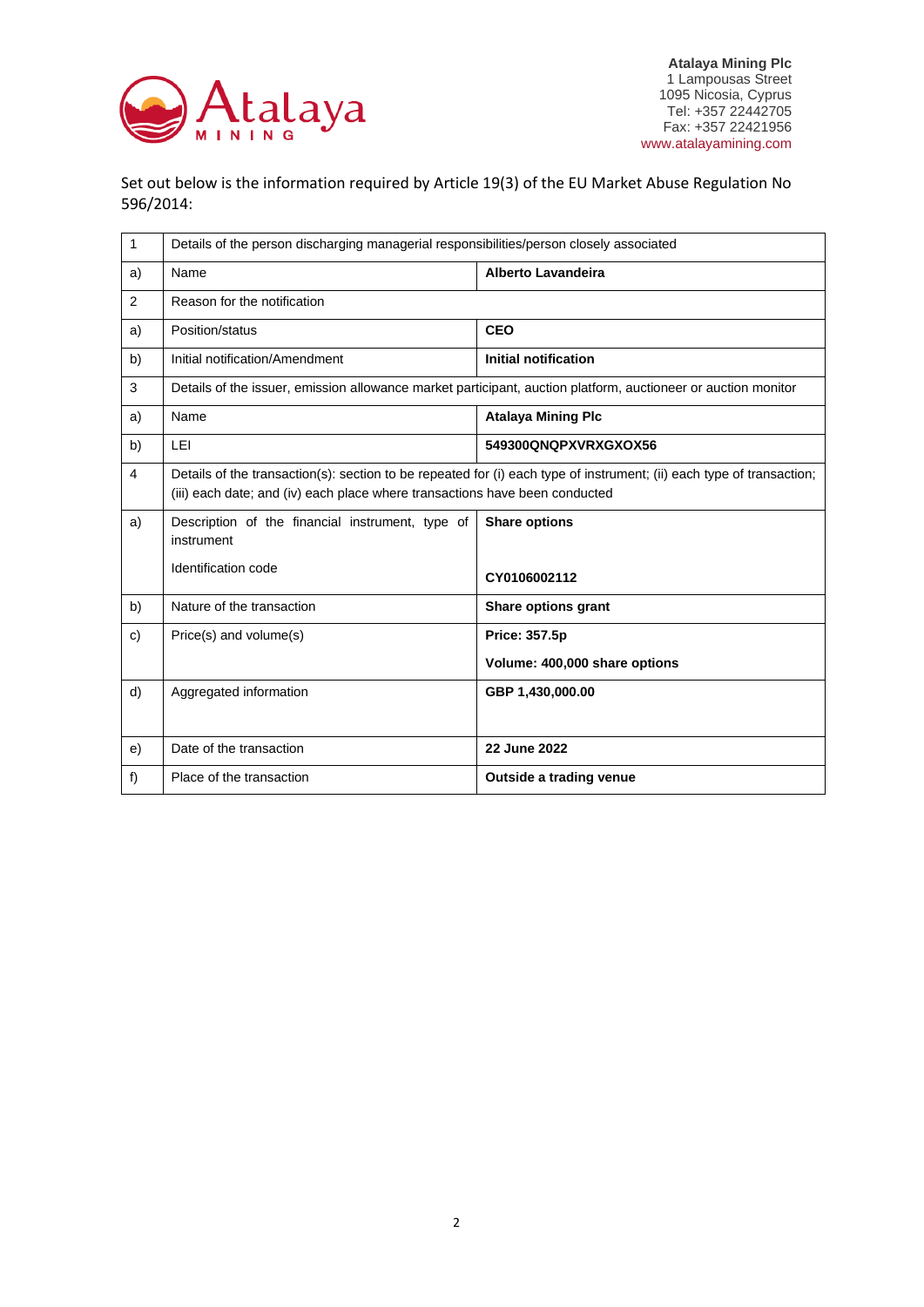**Atalaya Mining Plc**
1 Lampousas Street
1095 Nicosia, Cyprus
Tel: +357 22442705
Fax: +357 22421956
www.atalayamining.com

Set out below is the information required by Article 19(3) of the EU Market Abuse Regulation No 596/2014:

| | | |
|---|---|---|
| 1 | Details of the person discharging managerial responsibilities/person closely associated | |
| a) | Name | **Alberto Lavandeira** |
| 2 | Reason for the notification | |
| a) | Position/status | **CEO** |
| b) | Initial notification/Amendment | **Initial notification** |
| 3 | Details of the issuer, emission allowance market participant, auction platform, auctioneer or auction monitor | |
| a) | Name | **Atalaya Mining Plc** |
| b) | LEI | **549300QNQPXVRXGXOX56** |
| 4 | Details of the transaction(s): section to be repeated for (i) each type of instrument; (ii) each type of transaction; (iii) each date; and (iv) each place where transactions have been conducted | |
| a) | Description of the financial instrument, type of instrument<br><br>Identification code | **Share options**<br><br>**CY0106002112** |
| b) | Nature of the transaction | **Share options grant** |
| c) | Price(s) and volume(s) | **Price: 357.5p**<br><br>**Volume: 400,000 share options** |
| d) | Aggregated information | **GBP 1,430,000.00** |
| e) | Date of the transaction | **22 June 2022** |
| f) | Place of the transaction | **Outside a trading venue** |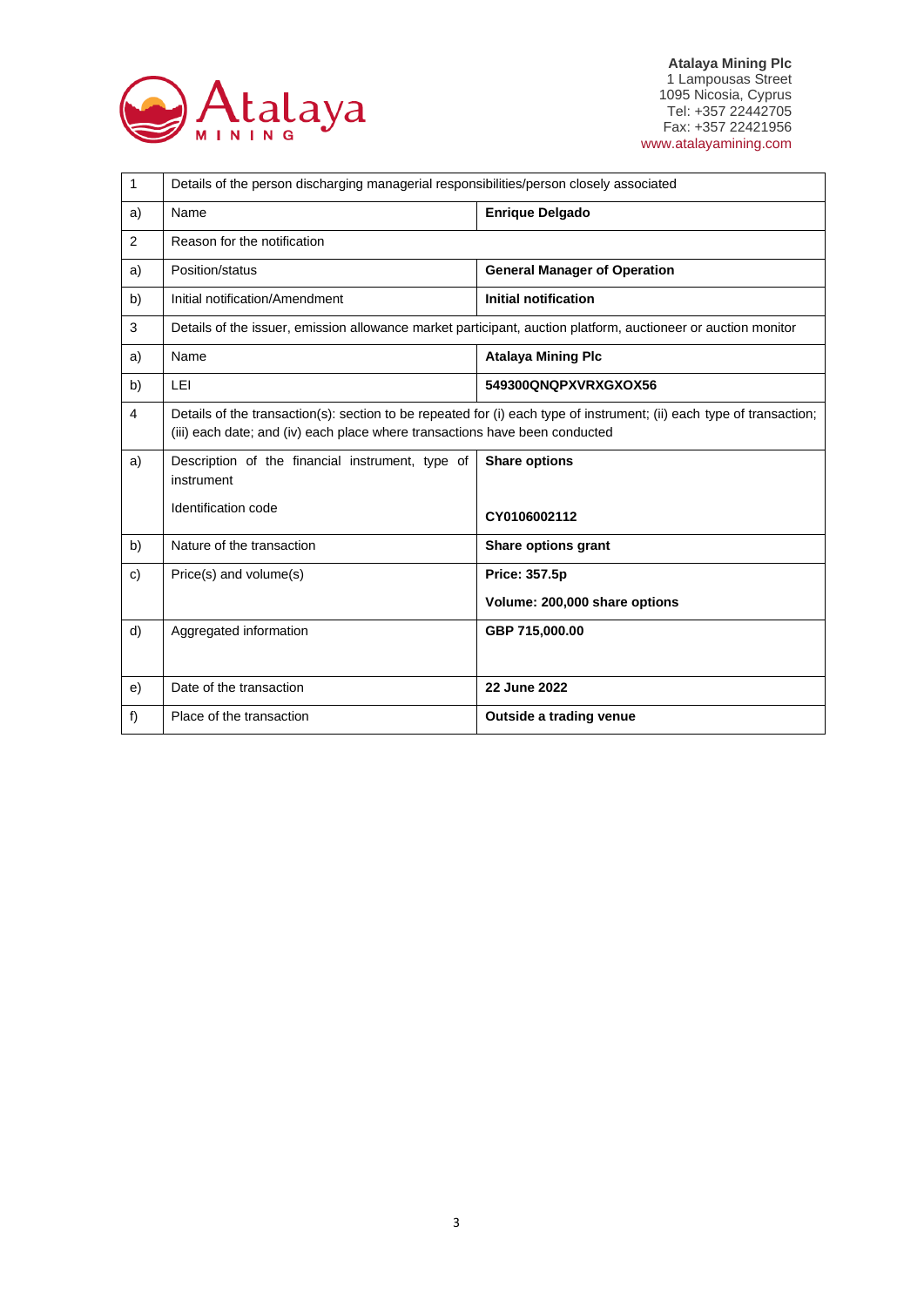**Atalaya Mining Plc**
1 Lampousas Street
1095 Nicosia, Cyprus
Tel: +357 22442705
Fax: +357 22421956
www.atalayamining.com

| | | |
|---|---|---|
| 1 | Details of the person discharging managerial responsibilities/person closely associated | |
| a) | Name | **Enrique Delgado** |
| 2 | Reason for the notification | |
| a) | Position/status | **General Manager of Operation** |
| b) | Initial notification/Amendment | **Initial notification** |
| 3 | Details of the issuer, emission allowance market participant, auction platform, auctioneer or auction monitor | |
| a) | Name | **Atalaya Mining Plc** |
| b) | LEI | **549300QNQPXVRXGXOX56** |
| 4 | Details of the transaction(s): section to be repeated for (i) each type of instrument; (ii) each type of transaction; (iii) each date; and (iv) each place where transactions have been conducted | |
| a) | Description of the financial instrument, type of instrument<br><br>Identification code | **Share options**<br><br>**CY0106002112** |
| b) | Nature of the transaction | **Share options grant** |
| c) | Price(s) and volume(s) | **Price: 357.5p**<br><br>**Volume: 200,000 share options** |
| d) | Aggregated information | **GBP 715,000.00** |
| e) | Date of the transaction | **22 June 2022** |
| f) | Place of the transaction | **Outside a trading venue** |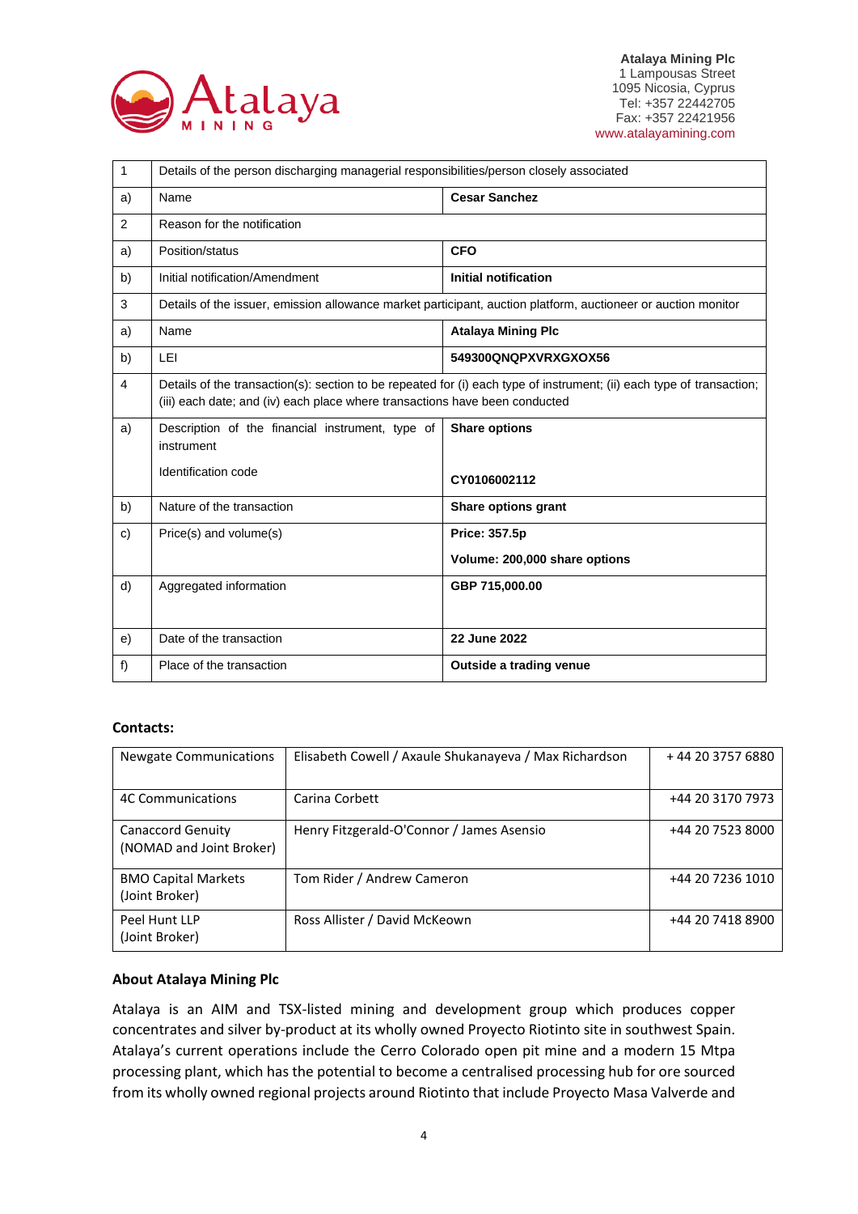**Atalaya Mining Plc**
1 Lampousas Street
1095 Nicosia, Cyprus
Tel: +357 22442705
Fax: +357 22421956
www.atalayamining.com

| 1 | Details of the person discharging managerial responsibilities/person closely associated | |
|---|---|---|
| a) | Name | **Cesar Sanchez** |
| 2 | Reason for the notification | |
| a) | Position/status | **CFO** |
| b) | Initial notification/Amendment | **Initial notification** |
| 3 | Details of the issuer, emission allowance market participant, auction platform, auctioneer or auction monitor | |
| a) | Name | **Atalaya Mining Plc** |
| b) | LEI | **549300QNQPXVRXGXOX56** |
| 4 | Details of the transaction(s): section to be repeated for (i) each type of instrument; (ii) each type of transaction; (iii) each date; and (iv) each place where transactions have been conducted | |
| a) | Description of the financial instrument, type of instrument<br><br>Identification code | **Share options**<br><br>**CY0106002112** |
| b) | Nature of the transaction | **Share options grant** |
| c) | Price(s) and volume(s) | **Price: 357.5p**<br><br>**Volume: 200,000 share options** |
| d) | Aggregated information | **GBP 715,000.00** |
| e) | Date of the transaction | **22 June 2022** |
| f) | Place of the transaction | **Outside a trading venue** |

**Contacts:**

| | | |
|---|---|---|
| Newgate Communications | Elisabeth Cowell / Axaule Shukanayeva / Max Richardson | + 44 20 3757 6880 |
| 4C Communications | Carina Corbett | +44 20 3170 7973 |
| Canaccord Genuity (NOMAD and Joint Broker) | Henry Fitzgerald-O'Connor / James Asensio | +44 20 7523 8000 |
| BMO Capital Markets (Joint Broker) | Tom Rider / Andrew Cameron | +44 20 7236 1010 |
| Peel Hunt LLP (Joint Broker) | Ross Allister / David McKeown | +44 20 7418 8900 |

**About Atalaya Mining Plc**

Atalaya is an AIM and TSX-listed mining and development group which produces copper concentrates and silver by-product at its wholly owned Proyecto Riotinto site in southwest Spain. Atalaya's current operations include the Cerro Colorado open pit mine and a modern 15 Mtpa processing plant, which has the potential to become a centralised processing hub for ore sourced from its wholly owned regional projects around Riotinto that include Proyecto Masa Valverde and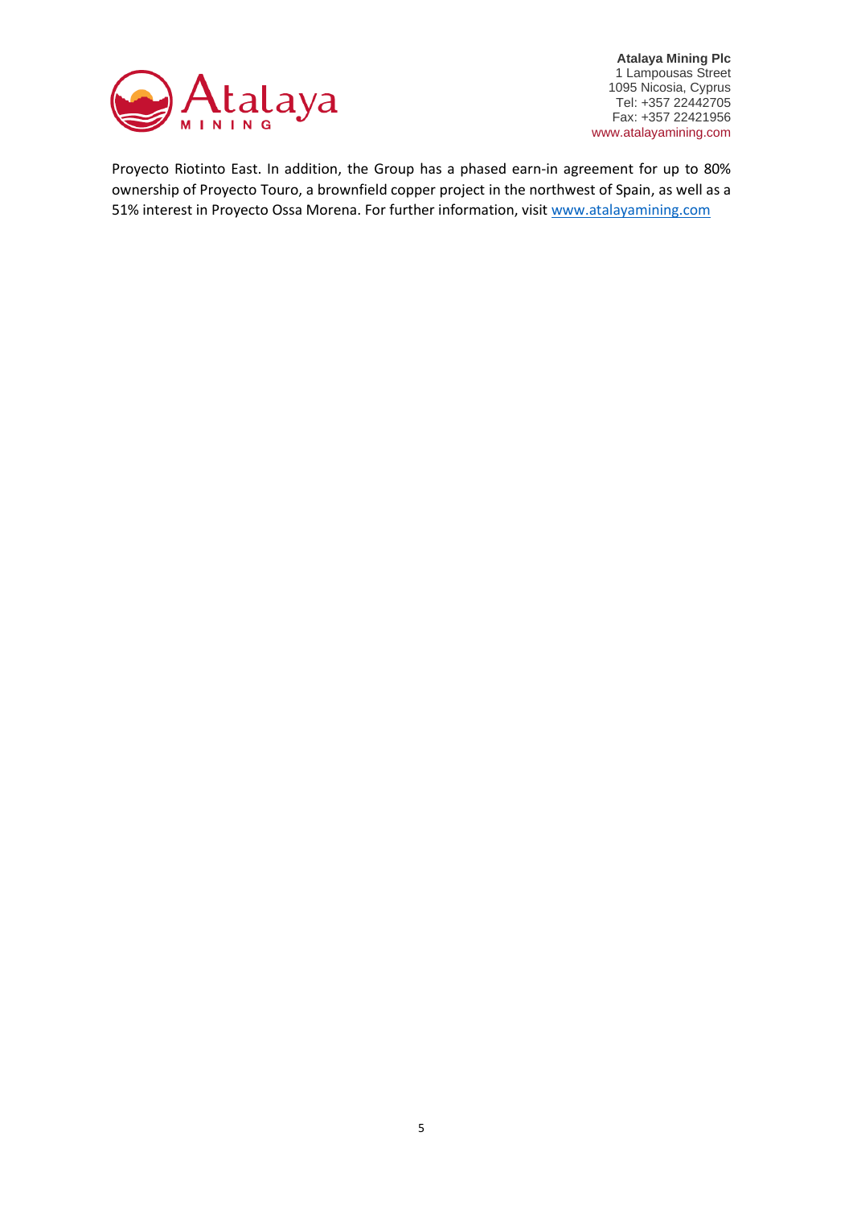Proyecto Riotinto East. In addition, the Group has a phased earn-in agreement for up to 80% ownership of Proyecto Touro, a brownfield copper project in the northwest of Spain, as well as a 51% interest in Proyecto Ossa Morena. For further information, visit [www.atalayamining.com](http://www.atalayamining.com)